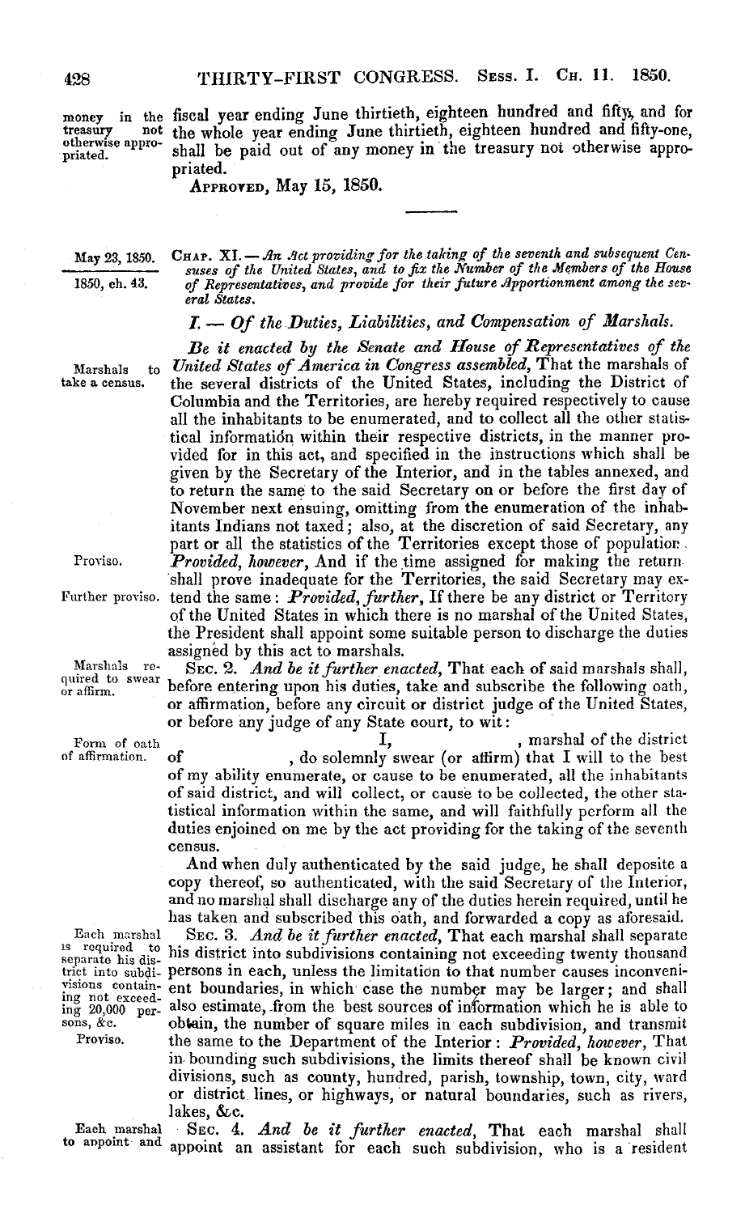money in the treasury not otherwise appropriated.

fiscal year ending June thirtieth, eighteen hundred and fifty, and for the whole year ending June thirtieth, eighteen hundred and fifty-one, shall be paid out of any money in the treasury not otherwise appropriated.

APPROVED, May 15, 1850.

---

May 23, 1850.

1850, ch. 43.

CHAP. XI. — *An Act providing for the taking of the seventh and subsequent Censuses of the United States, and to fix the Number of the Members of the House of Representatives, and provide for their future Apportionment among the several States.*

## I. — *Of the Duties, Liabilities, and Compensation of Marshals.*

Marshals to take a census.

*Be it enacted by the Senate and House of Representatives of the United States of America in Congress assembled,* That the marshals of the several districts of the United States, including the District of Columbia and the Territories, are hereby required respectively to cause all the inhabitants to be enumerated, and to collect all the other statistical information within their respective districts, in the manner provided for in this act, and specified in the instructions which shall be given by the Secretary of the Interior, and in the tables annexed, and to return the same to the said Secretary on or before the first day of November next ensuing, omitting from the enumeration of the inhabitants Indians not taxed; also, at the discretion of said Secretary, any part or all the statistics of the Territories except those of population.

Proviso.

*Provided, however,* And if the time assigned for making the return shall prove inadequate for the Territories, the said Secretary may extend the same:

Further proviso.

*Provided, further,* If there be any district or Territory of the United States in which there is no marshal of the United States, the President shall appoint some suitable person to discharge the duties assigned by this act to marshals.

Marshals required to swear or affirm.

SEC. 2. *And be it further enacted,* That each of said marshals shall, before entering upon his duties, take and subscribe the following oath, or affirmation, before any circuit or district judge of the United States, or before any judge of any State court, to wit:

Form of oath of affirmation.

I, , marshal of the district of , do solemnly swear (or affirm) that I will to the best of my ability enumerate, or cause to be enumerated, all the inhabitants of said district, and will collect, or cause to be collected, the other statistical information within the same, and will faithfully perform all the duties enjoined on me by the act providing for the taking of the seventh census.

And when duly authenticated by the said judge, he shall deposite a copy thereof, so authenticated, with the said Secretary of the Interior, and no marshal shall discharge any of the duties herein required, until he has taken and subscribed this oath, and forwarded a copy as aforesaid.

Each marshal is required to separate his district into subdivisions containing not exceeding 20,000 persons, &c.

SEC. 3. *And be it further enacted,* That each marshal shall separate his district into subdivisions containing not exceeding twenty thousand persons in each, unless the limitation to that number causes inconvenient boundaries, in which case the number may be larger; and shall also estimate, from the best sources of information which he is able to obtain, the number of square miles in each subdivision, and transmit the same to the Department of the Interior:

Proviso.

*Provided, however,* That in bounding such subdivisions, the limits thereof shall be known civil divisions, such as county, hundred, parish, township, town, city, ward or district lines, or highways, or natural boundaries, such as rivers, lakes, &c.

Each marshal to appoint and

SEC. 4. *And be it further enacted,* That each marshal shall appoint an assistant for each such subdivision, who is a resident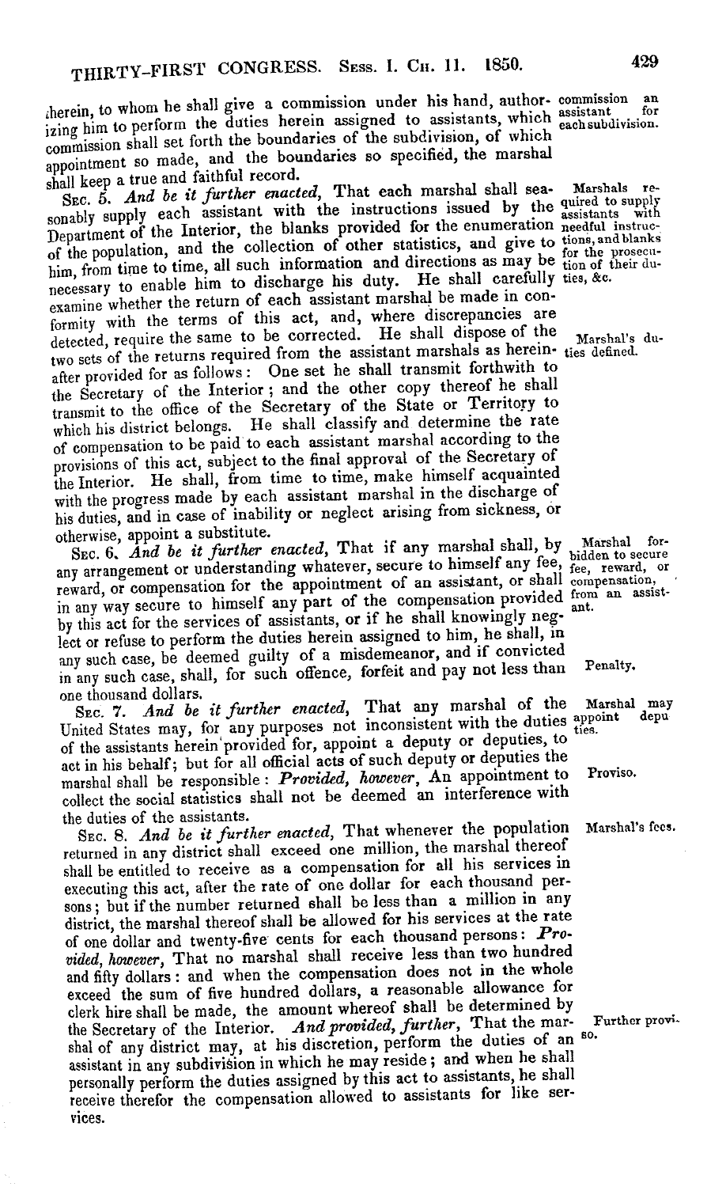therein, to whom he shall give a commission under his hand, authorizing him to perform the duties herein assigned to assistants, which commission shall set forth the boundaries of the subdivision, of which appointment so made, and the boundaries so specified, the marshal shall keep a true and faithful record.

commission an assistant for each subdivision.

SEC. 5. *And be it further enacted*, That each marshal shall seasonably supply each assistant with the instructions issued by the Department of the Interior, the blanks provided for the enumeration of the population, and the collection of other statistics, and give to him, from time to time, all such information and directions as may be necessary to enable him to discharge his duty. He shall carefully examine whether the return of each assistant marshal be made in conformity with the terms of this act, and, where discrepancies are detected, require the same to be corrected. He shall dispose of the two sets of the returns required from the assistant marshals as hereinafter provided for as follows: One set he shall transmit forthwith to the Secretary of the Interior; and the other copy thereof he shall transmit to the office of the Secretary of the State or Territory to which his district belongs. He shall classify and determine the rate of compensation to be paid to each assistant marshal according to the provisions of this act, subject to the final approval of the Secretary of the Interior. He shall, from time to time, make himself acquainted with the progress made by each assistant marshal in the discharge of his duties, and in case of inability or neglect arising from sickness, or otherwise, appoint a substitute.

Marshals required to supply assistants with needful instructions, and blanks for the prosecution of their duties, &c.

Marshal's duties defined.

SEC. 6. *And be it further enacted*, That if any marshal shall, by any arrangement or understanding whatever, secure to himself any fee, reward, or compensation for the appointment of an assistant, or shall in any way secure to himself any part of the compensation provided by this act for the services of assistants, or if he shall knowingly neglect or refuse to perform the duties herein assigned to him, he shall, in any such case, be deemed guilty of a misdemeanor, and if convicted in any such case, shall, for such offence, forfeit and pay not less than one thousand dollars.

Marshal forbidden to secure fee, reward, or compensation, from an assistant.

Penalty.

SEC. 7. *And be it further enacted*, That any marshal of the United States may, for any purposes not inconsistent with the duties of the assistants herein provided for, appoint a deputy or deputies, to act in his behalf; but for all official acts of such deputy or deputies the marshal shall be responsible: ***Provided, however***, An appointment to collect the social statistics shall not be deemed an interference with the duties of the assistants.

Marshal may appoint deputies.

Proviso.

SEC. 8. *And be it further enacted*, That whenever the population returned in any district shall exceed one million, the marshal thereof shall be entitled to receive as a compensation for all his services in executing this act, after the rate of one dollar for each thousand persons; but if the number returned shall be less than a million in any district, the marshal thereof shall be allowed for his services at the rate of one dollar and twenty-five cents for each thousand persons: ***Provided, however***, That no marshal shall receive less than two hundred and fifty dollars: and when the compensation does not in the whole exceed the sum of five hundred dollars, a reasonable allowance for clerk hire shall be made, the amount whereof shall be determined by the Secretary of the Interior. ***And provided, further***, That the marshal of any district may, at his discretion, perform the duties of an assistant in any subdivision in which he may reside; and when he shall personally perform the duties assigned by this act to assistants, he shall receive therefor the compensation allowed to assistants for like services.

Marshal's fees.

Further proviso.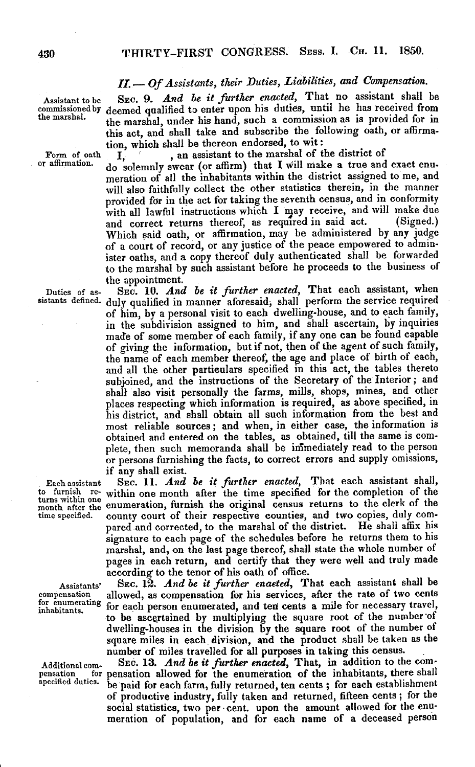## II.— *Of Assistants, their Duties, Liabilities, and Compensation.*

Assistant to be commissioned by the marshal.

SEC. 9. *And be it further enacted,* That no assistant shall be deemed qualified to enter upon his duties, until he has received from the marshal, under his hand, such a commission as is provided for in this act, and shall take and subscribe the following oath, or affirmation, which shall be thereon endorsed, to wit:

Form of oath or affirmation.

I, , an assistant to the marshal of the district of do solemnly swear (or affirm) that I will make a true and exact enumeration of all the inhabitants within the district assigned to me, and will also faithfully collect the other statistics therein, in the manner provided for in the act for taking the seventh census, and in conformity with all lawful instructions which I may receive, and will make due and correct returns thereof, as required in said act. (Signed.) Which said oath, or affirmation, may be administered by any judge of a court of record, or any justice of the peace empowered to administer oaths, and a copy thereof duly authenticated shall be forwarded to the marshal by such assistant before he proceeds to the business of the appointment.

Duties of assistants defined.

SEC. 10. *And be it further enacted,* That each assistant, when duly qualified in manner aforesaid, shall perform the service required of him, by a personal visit to each dwelling-house, and to each family, in the subdivision assigned to him, and shall ascertain, by inquiries made of some member of each family, if any one can be found capable of giving the information, but if not, then of the agent of such family, the name of each member thereof, the age and place of birth of each, and all the other particulars specified in this act, the tables thereto subjoined, and the instructions of the Secretary of the Interior; and shall also visit personally the farms, mills, shops, mines, and other places respecting which information is required, as above specified, in his district, and shall obtain all such information from the best and most reliable sources; and when, in either case, the information is obtained and entered on the tables, as obtained, till the same is complete, then such memoranda shall be immediately read to the person or persons furnishing the facts, to correct errors and supply omissions, if any shall exist.

Each assistant to furnish returns within one month after the time specified.

SEC. 11. *And be it further enacted,* That each assistant shall, within one month after the time specified for the completion of the enumeration, furnish the original census returns to the clerk of the county court of their respective counties, and two copies, duly compared and corrected, to the marshal of the district. He shall affix his signature to each page of the schedules before he returns them to his marshal, and, on the last page thereof, shall state the whole number of pages in each return, and certify that they were well and truly made according to the tenor of his oath of office.

Assistants' compensation for enumerating inhabitants.

SEC. 12. *And be it further enacted,* That each assistant shall be allowed, as compensation for his services, after the rate of two cents for each person enumerated, and ten cents a mile for necessary travel, to be ascertained by multiplying the square root of the number of dwelling-houses in the division by the square root of the number of square miles in each division, and the product shall be taken as the number of miles travelled for all purposes in taking this census.

Additional compensation for specified duties.

SEC. 13. *And be it further enacted,* That, in addition to the compensation allowed for the enumeration of the inhabitants, there shall be paid for each farm, fully returned, ten cents; for each establishment of productive industry, fully taken and returned, fifteen cents; for the social statistics, two per cent. upon the amount allowed for the enumeration of population, and for each name of a deceased person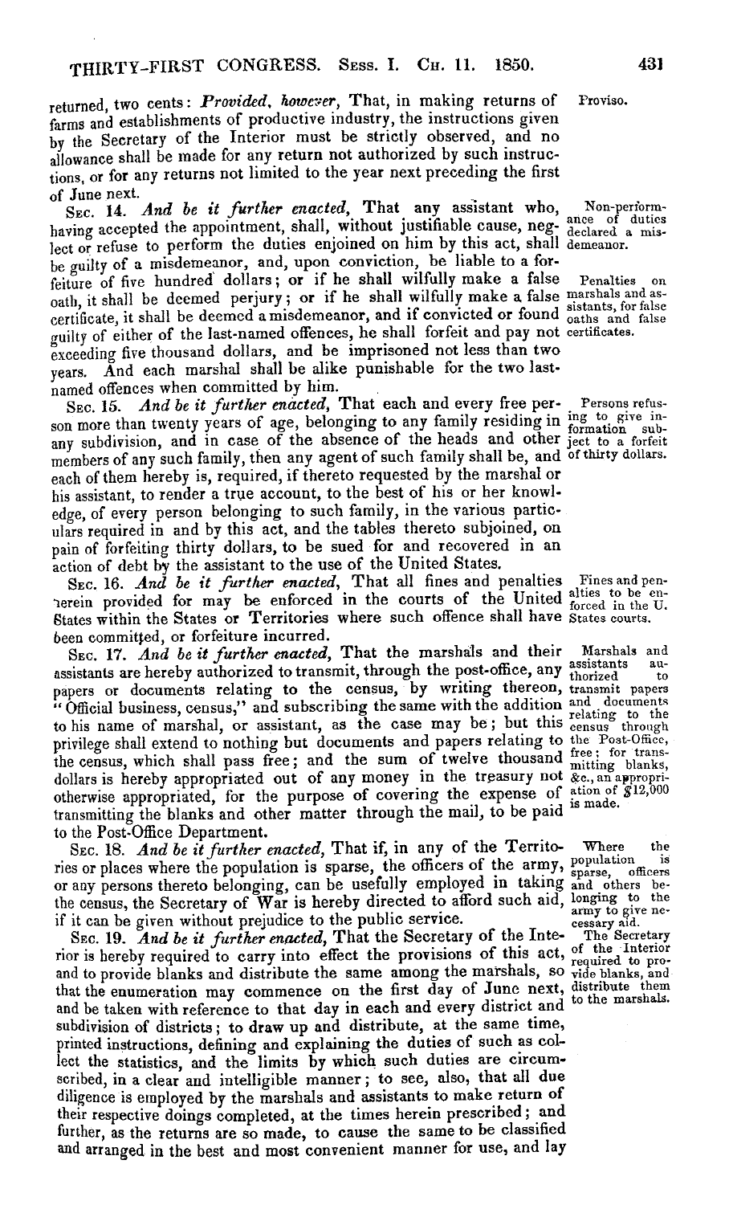returned, two cents: *Provided, however*, That, in making returns of farms and establishments of productive industry, the instructions given by the Secretary of the Interior must be strictly observed, and no allowance shall be made for any return not authorized by such instructions, or for any returns not limited to the year next preceding the first of June next.

Proviso.

SEC. 14. *And be it further enacted*, That any assistant who, having accepted the appointment, shall, without justifiable cause, neglect or refuse to perform the duties enjoined on him by this act, shall be guilty of a misdemeanor, and, upon conviction, be liable to a forfeiture of five hundred dollars; or if he shall wilfully make a false oath, it shall be deemed perjury; or if he shall wilfully make a false certificate, it shall be deemed a misdemeanor, and if convicted or found guilty of either of the last-named offences, he shall forfeit and pay not exceeding five thousand dollars, and be imprisoned not less than two years. And each marshal shall be alike punishable for the two last-named offences when committed by him.

Non-performance of duties declared a misdemeanor.

Penalties on marshals and assistants, for false oaths and false certificates.

SEC. 15. *And be it further enacted*, That each and every free person more than twenty years of age, belonging to any family residing in any subdivision, and in case of the absence of the heads and other members of any such family, then any agent of such family shall be, and each of them hereby is, required, if thereto requested by the marshal or his assistant, to render a true account, to the best of his or her knowledge, of every person belonging to such family, in the various particulars required in and by this act, and the tables thereto subjoined, on pain of forfeiting thirty dollars, to be sued for and recovered in an action of debt by the assistant to the use of the United States.

Persons refusing to give information subject to a forfeit of thirty dollars.

SEC. 16. *And be it further enacted*, That all fines and penalties herein provided for may be enforced in the courts of the United States within the States or Territories where such offence shall have been committed, or forfeiture incurred.

Fines and penalties to be enforced in the U. States courts.

SEC. 17. *And be it further enacted*, That the marshals and their assistants are hereby authorized to transmit, through the post-office, any papers or documents relating to the census, by writing thereon, "Official business, census," and subscribing the same with the addition to his name of marshal, or assistant, as the case may be; but this privilege shall extend to nothing but documents and papers relating to the census, which shall pass free; and the sum of twelve thousand dollars is hereby appropriated out of any money in the treasury not otherwise appropriated, for the purpose of covering the expense of transmitting the blanks and other matter through the mail, to be paid to the Post-Office Department.

Marshals and assistants authorized to transmit papers and documents relating to the census through the Post-Office, free; for transmitting blanks, &c., an appropriation of $12,000 is made.

SEC. 18. *And be it further enacted*, That if, in any of the Territories or places where the population is sparse, the officers of the army, or any persons thereto belonging, can be usefully employed in taking the census, the Secretary of War is hereby directed to afford such aid, if it can be given without prejudice to the public service.

Where the population is sparse, officers and others belonging to the army to give necessary aid.

SEC. 19. *And be it further enacted*, That the Secretary of the Interior is hereby required to carry into effect the provisions of this act, and to provide blanks and distribute the same among the marshals, so that the enumeration may commence on the first day of June next, and be taken with reference to that day in each and every district and subdivision of districts; to draw up and distribute, at the same time, printed instructions, defining and explaining the duties of such as collect the statistics, and the limits by which such duties are circumscribed, in a clear and intelligible manner; to see, also, that all due diligence is employed by the marshals and assistants to make return of their respective doings completed, at the times herein prescribed; and further, as the returns are so made, to cause the same to be classified and arranged in the best and most convenient manner for use, and lay

The Secretary of the Interior required to provide blanks, and distribute them to the marshals.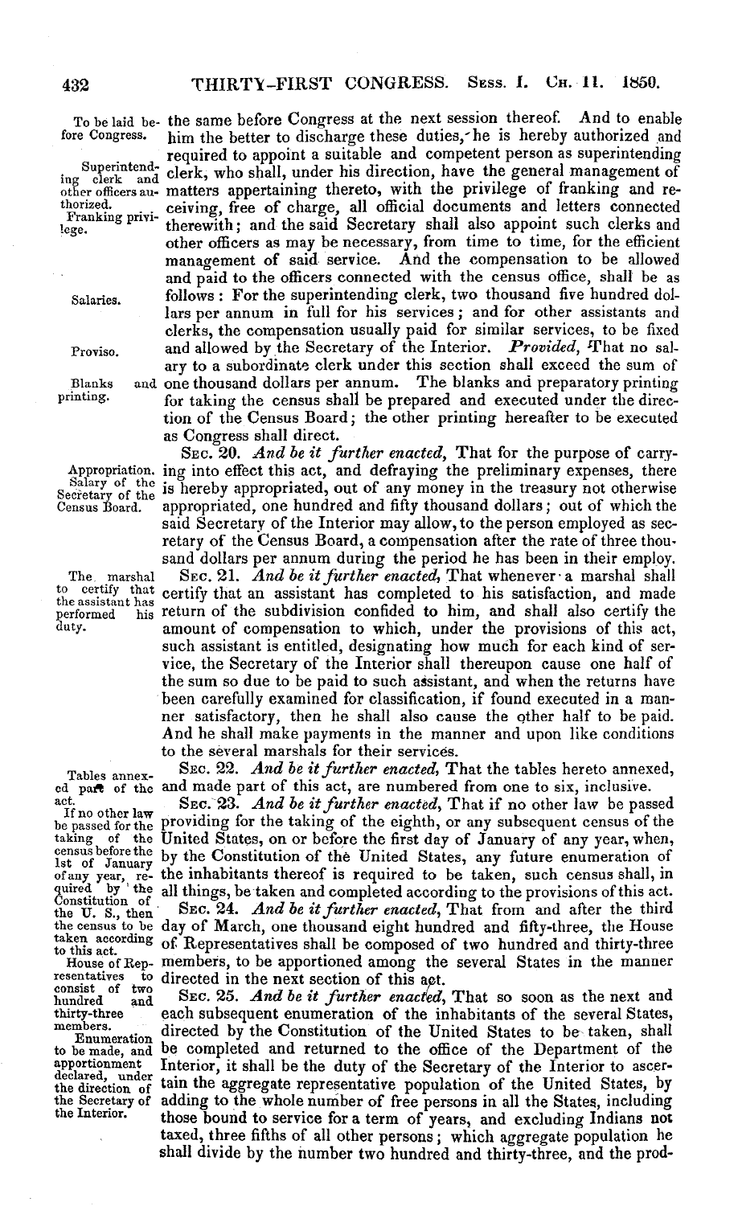the same before Congress at the next session thereof. And to enable him the better to discharge these duties, he is hereby authorized and required to appoint a suitable and competent person as superintending clerk, who shall, under his direction, have the general management of matters appertaining thereto, with the privilege of franking and receiving, free of charge, all official documents and letters connected therewith; and the said Secretary shall also appoint such clerks and other officers as may be necessary, from time to time, for the efficient management of said service. And the compensation to be allowed and paid to the officers connected with the census office, shall be as follows: For the superintending clerk, two thousand five hundred dollars per annum in full for his services; and for other assistants and clerks, the compensation usually paid for similar services, to be fixed and allowed by the Secretary of the Interior. *Provided*, That no salary to a subordinate clerk under this section shall exceed the sum of one thousand dollars per annum. The blanks and preparatory printing for taking the census shall be prepared and executed under the direction of the Census Board; the other printing hereafter to be executed as Congress shall direct.

To be laid before Congress.

Superintending clerk and other officers authorized.

Franking privilege.

Salaries.

Proviso.

Blanks and printing.

SEC. 20. *And be it further enacted*, That for the purpose of carrying into effect this act, and defraying the preliminary expenses, there is hereby appropriated, out of any money in the treasury not otherwise appropriated, one hundred and fifty thousand dollars; out of which the said Secretary of the Interior may allow, to the person employed as secretary of the Census Board, a compensation after the rate of three thousand dollars per annum during the period he has been in their employ.

Appropriation.

Salary of the Secretary of the Census Board.

SEC. 21. *And be it further enacted*, That whenever a marshal shall certify that an assistant has completed to his satisfaction, and made return of the subdivision confided to him, and shall also certify the amount of compensation to which, under the provisions of this act, such assistant is entitled, designating how much for each kind of service, the Secretary of the Interior shall thereupon cause one half of the sum so due to be paid to such assistant, and when the returns have been carefully examined for classification, if found executed in a manner satisfactory, then he shall also cause the other half to be paid. And he shall make payments in the manner and upon like conditions to the several marshals for their services.

The marshal to certify that the assistant has performed his duty.

SEC. 22. *And be it further enacted*, That the tables hereto annexed, and made part of this act, are numbered from one to six, inclusive.

Tables annexed part of the act.

SEC. 23. *And be it further enacted*, That if no other law be passed providing for the taking of the eighth, or any subsequent census of the United States, on or before the first day of January of any year, when, by the Constitution of the United States, any future enumeration of the inhabitants thereof is required to be taken, such census shall, in all things, be taken and completed according to the provisions of this act.

If no other law be passed for the taking of the census before the 1st of January of any year, required by the Constitution of the U. S., then the census to be taken according to this act.

SEC. 24. *And be it further enacted*, That from and after the third day of March, one thousand eight hundred and fifty-three, the House of Representatives shall be composed of two hundred and thirty-three members, to be apportioned among the several States in the manner directed in the next section of this act.

House of Representatives to consist of two hundred and thirty-three members.

SEC. 25. *And be it further enacted*, That so soon as the next and each subsequent enumeration of the inhabitants of the several States, directed by the Constitution of the United States to be taken, shall be completed and returned to the office of the Department of the Interior, it shall be the duty of the Secretary of the Interior to ascertain the aggregate representative population of the United States, by adding to the whole number of free persons in all the States, including those bound to service for a term of years, and excluding Indians not taxed, three fifths of all other persons; which aggregate population he shall divide by the number two hundred and thirty-three, and the prod-

Enumeration to be made, and apportionment declared, under the direction of the Secretary of the Interior.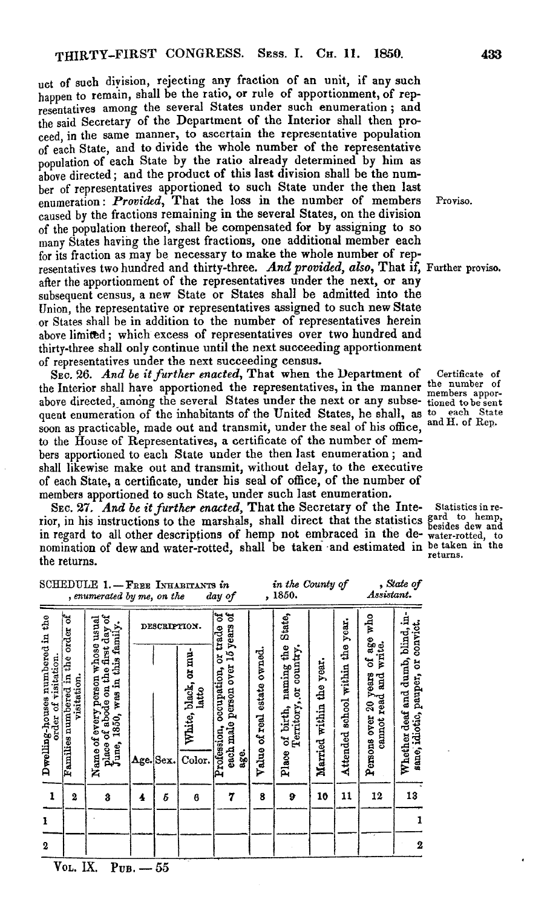uct of such division, rejecting any fraction of an unit, if any such happen to remain, shall be the ratio, or rule of apportionment, of representatives among the several States under such enumeration; and the said Secretary of the Department of the Interior shall then proceed, in the same manner, to ascertain the representative population of each State, and to divide the whole number of the representative population of each State by the ratio already determined by him as above directed; and the product of this last division shall be the number of representatives apportioned to such State under the then last enumeration: *Provided*, That the loss in the number of members caused by the fractions remaining in the several States, on the division of the population thereof, shall be compensated for by assigning to so many States having the largest fractions, one additional member each for its fraction as may be necessary to make the whole number of representatives two hundred and thirty-three. *And provided, also*, That if, after the apportionment of the representatives under the next, or any subsequent census, a new State or States shall be admitted into the Union, the representative or representatives assigned to such new State or States shall be in addition to the number of representatives herein above limited; which excess of representatives over two hundred and thirty-three shall only continue until the next succeeding apportionment of representatives under the next succeeding census.

Proviso.

Further proviso.

SEC. 26. *And be it further enacted*, That when the Department of the Interior shall have apportioned the representatives, in the manner above directed, among the several States under the next or any subsequent enumeration of the inhabitants of the United States, he shall, as soon as practicable, made out and transmit, under the seal of his office, to the House of Representatives, a certificate of the number of members apportioned to each State under the then last enumeration; and shall likewise make out and transmit, without delay, to the executive of each State, a certificate, under his seal of office, of the number of members apportioned to such State, under such last enumeration.

Certificate of the number of members apportioned to be sent to each State and H. of Rep.

SEC. 27. *And be it further enacted*, That the Secretary of the Interior, in his instructions to the marshals, shall direct that the statistics in regard to all other descriptions of hemp not embraced in the denomination of dew and water-rotted, shall be taken and estimated in the returns.

Statistics in regard to hemp, besides dew and water-rotted, to be taken in the returns.

SCHEDULE 1.—FREE INHABITANTS in , in the County of , State of , enumerated by me, on the day of , 1850. Assistant.

| Dwelling-houses numbered in the order of visitation. | Families numbered in the order of visitation. | Name of every person whose usual place of abode on the first day of June, 1850, was in this family. | DESCRIPTION. | | | Profession, occupation, or trade of each male person over 15 years of age. | Value of real estate owned. | Place of birth, naming the State, Territory, or country. | Married within the year. | Attended school within the year. | Persons over 20 years of age who cannot read and write. | Whether deaf and dumb, blind, insane, idiotic, pauper, or convict. |
|---|---|---|---|---|---|---|---|---|---|---|---|---|
| | | | Age. | Sex. | Color. White, black, or mulatto | | | | | | | |
| 1 | 2 | 3 | 4 | 5 | 6 | 7 | 8 | 9 | 10 | 11 | 12 | 13 |
| 1 | | | | | | | | | | | | 1 |
| 2 | | | | | | | | | | | | 2 |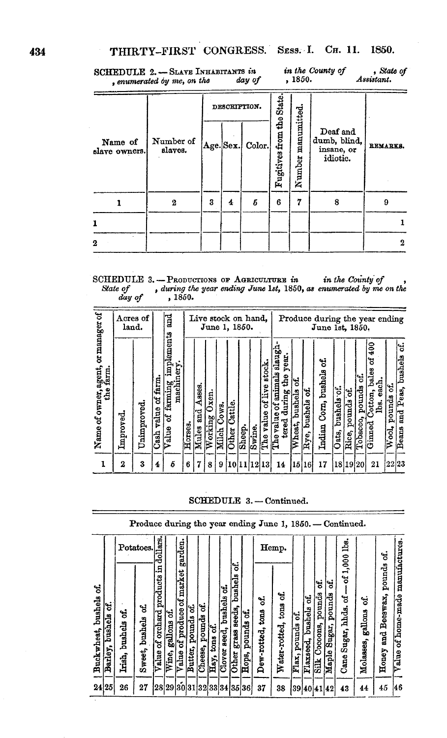SCHEDULE 2. — SLAVE INHABITANTS in        in the County of        , State of        , enumerated by me, on the        day of        , 1850.        Assistant.

| Name of slave owners. | Number of slaves. | DESCRIPTION. | | | Fugitives from the State. | Number manumitted. | Deaf and dumb, blind, insane, or idiotic. | REMARKS. | |
|---|---|---|---|---|---|---|---|---|---|
| | | Age. | Sex. | Color. | | | | | |
| 1 | 2 | 3 | 4 | 5 | 6 | 7 | 8 | 9 | |
| 1 | | | | | | | | | 1 |
| 2 | | | | | | | | | 2 |

SCHEDULE 3. — PRODUCTIONS OF AGRICULTURE in        in the County of        , State of        , during the year ending June 1st, 1850, as enumerated by me on the        day of        , 1850.

| Name of owner, agent, or manager of the farm. | Acres of land. | | Cash value of farm. | Value of farming implements and machinery. | Live stock on hand, June 1, 1850. | | | | | | | | Produce during the year ending June 1st, 1850. | | | | | | | | | |
|---|---|---|---|---|---|---|---|---|---|---|---|---|---|---|---|---|---|---|---|---|---|---|
| | Improved. | Unimproved. | | | Horses. | Mules and Asses. | Working Oxen. | Milch Cows. | Other Cattle. | Sheep. | Swine. | The value of live stock. | The value of animals slaughtered during the year. | Wheat, bushels of. | Rye, bushels of. | Indian Corn, bushels of. | Oats, bushels of. | Rice, pounds of. | Tobacco, pounds of. | Ginned Cotton, bales of 400 lbs. each. | Wool, pounds of. | Beans and Peas, bushels of. |
| 1 | 2 | 3 | 4 | 5 | 6 | 7 | 8 | 9 | 10 | 11 | 12 | 13 | 14 | 15 | 16 | 17 | 18 | 19 | 20 | 21 | 22 | 23 |

SCHEDULE 3. — Continued.

| Produce during the year ending June 1, 1850. — Continued. | | | | | | | | | | | | | | | | | | | | | | |
|---|---|---|---|---|---|---|---|---|---|---|---|---|---|---|---|---|---|---|---|---|---|---|
| | | Potatoes. | | | | | | | | | | | Hemp. | | | | | | | | | |
| Buckwheat, bushels of. | Barley, bushels of. | Irish, bushels of. | Sweet, bushels of. | Value of orchard products in dollars. | Wine, gallons of. | Value of produce of market garden. | Butter, pounds of. | Cheese, pounds of. | Hay, tons of. | Clover seed, bushels of. | Other grass seeds, bushels of. | Hops, pounds of. | Dew-rotted, tons of. | Water-rotted, tons of. | Flax, pounds of. | Flaxseed, bushels of. | Silk Cocoons, pounds of. | Maple Sugar, pounds of. | Cane Sugar, hhds. of — of 1,000 lbs. | Molasses, gallons of. | Honey and Beeswax, pounds of. | Value of home-made manufactures. |
| 24 | 25 | 26 | 27 | 28 | 29 | 30 | 31 | 32 | 33 | 34 | 35 | 36 | 37 | 38 | 39 | 40 | 41 | 42 | 43 | 44 | 45 | 46 |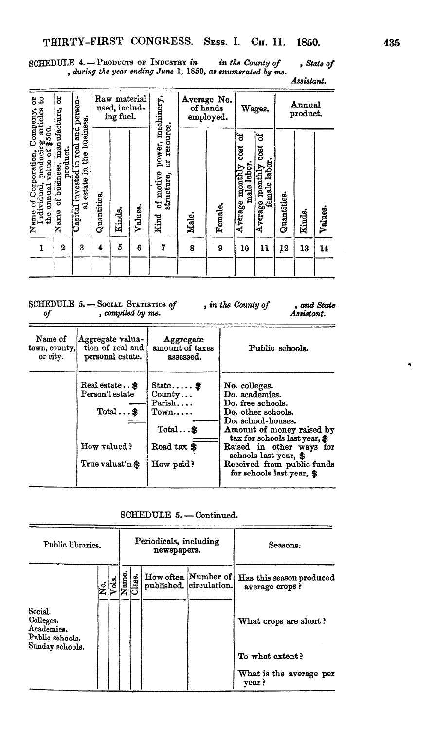SCHEDULE 4.—PRODUCTS OF INDUSTRY *in* *in the County of* , *State of* , *during the year ending June* 1, 1850, *as enumerated by me.*

*Assistant.*

| Name of Corporation, Company, or Individual, producing articles to the annual value of $500. | Name of business, manufacture, or product. | Capital invested in real and personal estate in the business. | Raw material used, including fuel. | | | Kind of motive power, machinery, structure, or resource. | Average No. of hands employed. | | Wages. | | Annual product. | | |
|---|---|---|---|---|---|---|---|---|---|---|---|---|---|
| | | | Quantities. | Kinds. | Values. | | Male. | Female. | Average monthly cost of male labor. | Average monthly cost of female labor. | Quantities. | Kinds. | Values. |
| 1 | 2 | 3 | 4 | 5 | 6 | 7 | 8 | 9 | 10 | 11 | 12 | 13 | 14 |
| | | | | | | | | | | | | | |

SCHEDULE 5.—SOCIAL STATISTICS *of* , *in the County of* , *and State of* , *compiled by me.*

*Assistant.*

| Name of town, county, or city. | Aggregate valuation of real and personal estate. | Aggregate amount of taxes assessed. | Public schools. |
|---|---|---|---|
| | Real estate.. $<br>Person'l estate<br>Total... $<br><br>How valued?<br><br>True valuat'n $ | State..... $<br>County...<br>Parish....<br>Town.....<br>Total...$<br><br>Road tax $<br><br>How paid? | No. colleges.<br>Do. academies.<br>Do. free schools.<br>Do. other schools.<br>Do. school-houses.<br>Amount of money raised by tax for schools last year, $<br>Raised in other ways for schools last year, $<br>Received from public funds for schools last year, $ |

SCHEDULE 5.—Continued.

| Public libraries. | | | Periodicals, including newspapers. | | | | Seasons. |
|---|---|---|---|---|---|---|---|
| | No. | Vols. | Name. | Class. | How often published. | Number of circulation. | Has this season produced average crops? |
| Social.<br>Colleges.<br>Academies.<br>Public schools.<br>Sunday schools. | | | | | | | What crops are short?<br><br>To what extent?<br><br>What is the average per year? |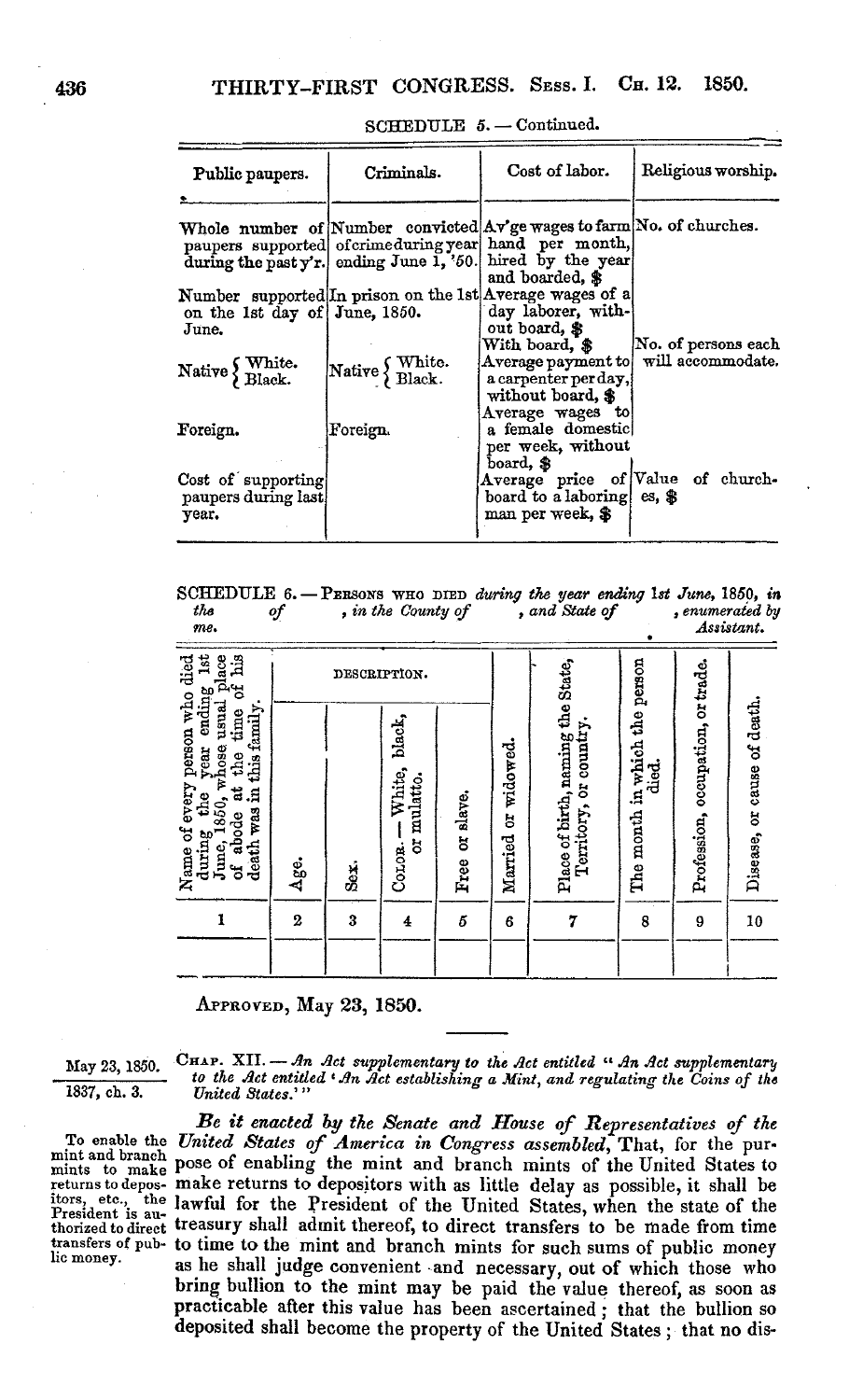SCHEDULE 5. — Continued.

| Public paupers. | Criminals. | Cost of labor. | Religious worship. |
|---|---|---|---|
| Whole number of paupers supported during the past y'r. | Number convicted of crime during year ending June 1, '50. | Av'ge wages to farm hand per month, hired by the year and boarded, $ | No. of churches. |
| Number supported on the 1st day of June. | In prison on the 1st June, 1850. | Average wages of a day laborer, without board, $ With board, $ | |
| Native { White. Black. | Native { White. Black. | Average payment to a carpenter per day, without board, $ | No. of persons each will accommodate. |
| Foreign. | Foreign. | Average wages to a female domestic per week, without board, $ | |
| Cost of supporting paupers during last year. | | Average price of board to a laboring man per week, $ | Value of churches, $ |

SCHEDULE 6. — PERSONS WHO DIED *during the year ending 1st June, 1850, in the of , in the County of , and State of , enumerated by me.* *Assistant.*

| Name of every person who died during the year ending 1st June, 1850, whose usual place of abode at the time of his death was in this family. | DESCRIPTION. | | | | Married or widowed. | Place of birth, naming the State, Territory, or country. | The month in which the person died. | Profession, occupation, or trade. | Disease, or cause of death. |
|---|---|---|---|---|---|---|---|---|---|
| | Age. | Sex. | COLOR. — White, black, or mulatto. | Free or slave. | | | | | |
| 1 | 2 | 3 | 4 | 5 | 6 | 7 | 8 | 9 | 10 |
| | | | | | | | | | |

APPROVED, May 23, 1850.

---

May 23, 1850.

1837, ch. 3.

CHAP. XII. — *An Act supplementary to the Act entitled "An Act supplementary to the Act entitled 'An Act establishing a Mint, and regulating the Coins of the United States.'"*

To enable the mint and branch mints to make returns to depositors, etc., the President is authorized to direct transfers of public money.

*Be it enacted by the Senate and House of Representatives of the United States of America in Congress assembled,* That, for the purpose of enabling the mint and branch mints of the United States to make returns to depositors with as little delay as possible, it shall be lawful for the President of the United States, when the state of the treasury shall admit thereof, to direct transfers to be made from time to time to the mint and branch mints for such sums of public money as he shall judge convenient and necessary, out of which those who bring bullion to the mint may be paid the value thereof, as soon as practicable after this value has been ascertained; that the bullion so deposited shall become the property of the United States; that no dis-